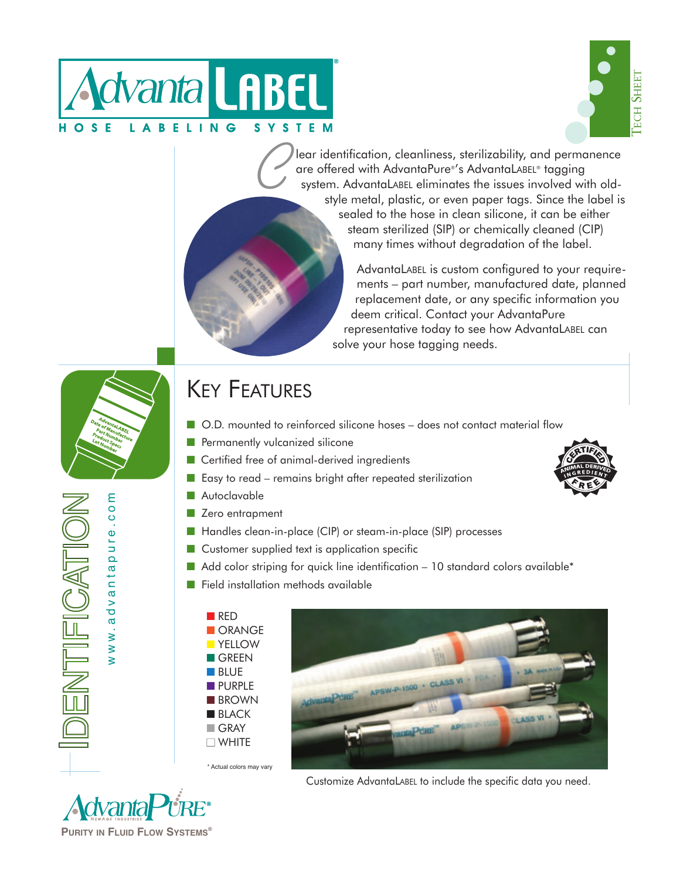# AdvantaLABEL®

HOSE LABELING SYSTEM

TECH SHEET

Clear identification, cleanliness, sterilizability, and permanence are offered with AdvantaPure®'s AdvantaLABEL® tagging system. AdvantaLABEL eliminates the issues involved with old-style metal, plastic, or even paper tags. Since the label is sealed to the hose in clean silicone, it can be either steam sterilized (SIP) or chemically cleaned (CIP) many times without degradation of the label.

AdvantaLABEL is custom configured to your requirements – part number, manufactured date, planned replacement date, or any specific information you deem critical. Contact your AdvantaPure representative today to see how AdvantaLABEL can solve your hose tagging needs.

IDENTIFICATION

www.advantapure.com

## KEY FEATURES

- O.D. mounted to reinforced silicone hoses – does not contact material flow
- Permanently vulcanized silicone
- Certified free of animal-derived ingredients
- Easy to read – remains bright after repeated sterilization
- Autoclavable
- Zero entrapment
- Handles clean-in-place (CIP) or steam-in-place (SIP) processes
- Customer supplied text is application specific
- Add color striping for quick line identification – 10 standard colors available*
- Field installation methods available

CERTIFIED ANIMAL DERIVED INGREDIENT FREE

- RED
- ORANGE
- YELLOW
- GREEN
- BLUE
- PURPLE
- BROWN
- BLACK
- GRAY
- WHITE

\* Actual colors may vary

Customize AdvantaLABEL to include the specific data you need.

AdvantaPURE® NewAge Industries

PURITY IN FLUID FLOW SYSTEMS®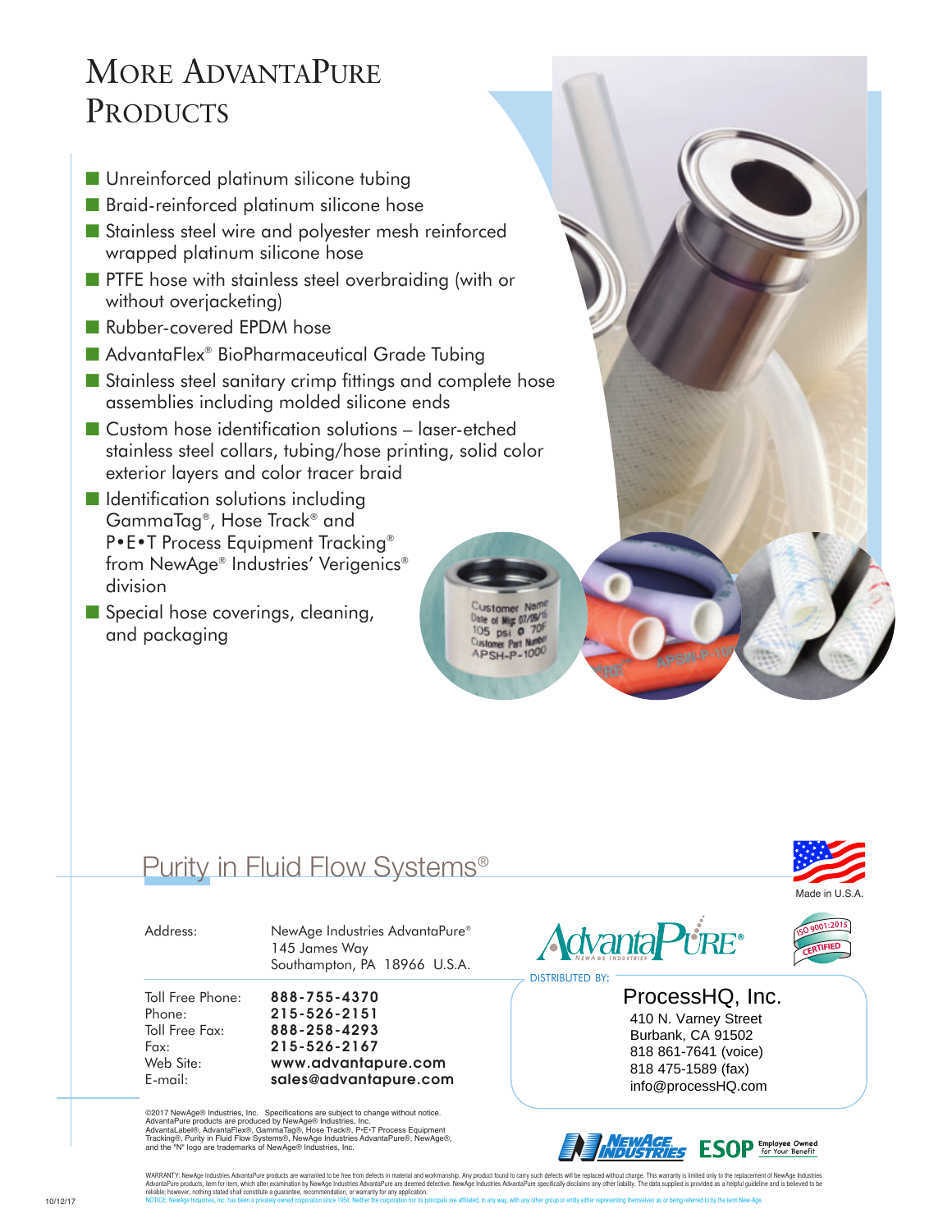# MORE ADVANTAPURE PRODUCTS

- Unreinforced platinum silicone tubing
- Braid-reinforced platinum silicone hose
- Stainless steel wire and polyester mesh reinforced wrapped platinum silicone hose
- PTFE hose with stainless steel overbraiding (with or without overjacketing)
- Rubber-covered EPDM hose
- AdvantaFlex® BioPharmaceutical Grade Tubing
- Stainless steel sanitary crimp fittings and complete hose assemblies including molded silicone ends
- Custom hose identification solutions – laser-etched stainless steel collars, tubing/hose printing, solid color exterior layers and color tracer braid
- Identification solutions including GammaTag®, Hose Track® and P•E•T Process Equipment Tracking® from NewAge® Industries' Verigenics® division
- Special hose coverings, cleaning, and packaging

## Purity in Fluid Flow Systems®

Made in U.S.A.

| | |
|---|---|
| Address: | NewAge Industries AdvantaPure® 145 James Way Southampton, PA 18966 U.S.A. |
| Toll Free Phone: | **888-755-4370** |
| Phone: | **215-526-2151** |
| Toll Free Fax: | **888-258-4293** |
| Fax: | **215-526-2167** |
| Web Site: | **www.advantapure.com** |
| E-mail: | **sales@advantapure.com** |

AdvantaPURE® NEWAGE INDUSTRIES

ISO 9001:2015 CERTIFIED

DISTRIBUTED BY:

ProcessHQ, Inc.
410 N. Varney Street
Burbank, CA 91502
818 861-7641 (voice)
818 475-1589 (fax)
info@processHQ.com

©2017 NewAge® Industries, Inc. Specifications are subject to change without notice.
AdvantaPure products are produced by NewAge® Industries, Inc.
AdvantaLabel®, AdvantaFlex®, GammaTag®, Hose Track®, P•E•T Process Equipment Tracking®, Purity in Fluid Flow Systems®, NewAge Industries AdvantaPure®, NewAge®, and the "N" logo are trademarks of NewAge® Industries, Inc.

NEWAGE INDUSTRIES ESOP Employee Owned for Your Benefit

WARRANTY: NewAge Industries AdvantaPure products are warranted to be free from defects in material and workmanship. Any product found to carry such defects will be replaced without charge. This warranty is limited only to the replacement of NewAge Industries AdvantaPure products, item for item, which after examination by NewAge Industries AdvantaPure are deemed defective. NewAge Industries AdvantaPure specifically disclaims any other liability. The data supplied is provided as a helpful guideline and is believed to be reliable; however, nothing stated shall constitute a guarantee, recommendation, or warranty for any application.
NOTICE: NewAge Industries, Inc. has been a privately owned corporation since 1954. Neither the corporation nor its principals are affiliated, in any way, with any other group or entity either representing themselves as or being referred to by the term New-Age.

10/12/17